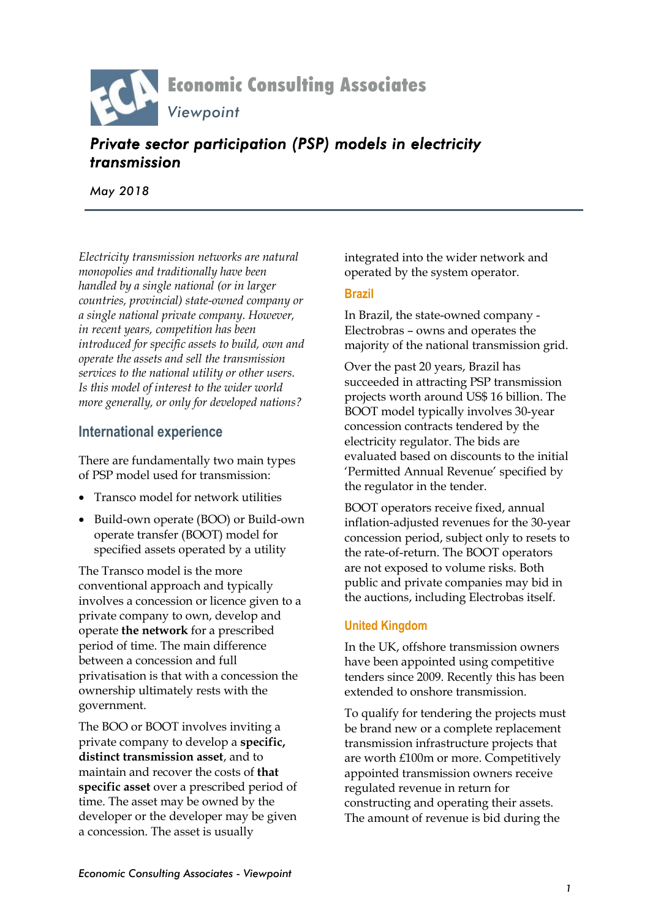Economic Consulting Associates

*Viewpoint*

# *Private sector participation (PSP) models in electricity transmission*

*May 2018*

*Electricity transmission networks are natural monopolies and traditionally have been handled by a single national (or in larger countries, provincial) state-owned company or a single national private company. However, in recent years, competition has been introduced for specific assets to build, own and operate the assets and sell the transmission services to the national utility or other users. Is this model of interest to the wider world more generally, or only for developed nations?*

## International experience

There are fundamentally two main types of PSP model used for transmission:

- Transco model for network utilities
- Build-own operate (BOO) or Build-own operate transfer (BOOT) model for specified assets operated by a utility

The Transco model is the more conventional approach and typically involves a concession or licence given to a private company to own, develop and operate **the network** for a prescribed period of time. The main difference between a concession and full privatisation is that with a concession the ownership ultimately rests with the government.

The BOO or BOOT involves inviting a private company to develop a **specific, distinct transmission asset**, and to maintain and recover the costs of **that specific asset** over a prescribed period of time. The asset may be owned by the developer or the developer may be given a concession. The asset is usually integrated into the wider network and operated by the system operator.

### Brazil

In Brazil, the state-owned company - Electrobras – owns and operates the majority of the national transmission grid.

Over the past 20 years, Brazil has succeeded in attracting PSP transmission projects worth around US$ 16 billion. The BOOT model typically involves 30-year concession contracts tendered by the electricity regulator. The bids are evaluated based on discounts to the initial 'Permitted Annual Revenue' specified by the regulator in the tender.

BOOT operators receive fixed, annual inflation-adjusted revenues for the 30-year concession period, subject only to resets to the rate-of-return. The BOOT operators are not exposed to volume risks. Both public and private companies may bid in the auctions, including Electrobas itself.

### United Kingdom

In the UK, offshore transmission owners have been appointed using competitive tenders since 2009. Recently this has been extended to onshore transmission.

To qualify for tendering the projects must be brand new or a complete replacement transmission infrastructure projects that are worth £100m or more. Competitively appointed transmission owners receive regulated revenue in return for constructing and operating their assets. The amount of revenue is bid during the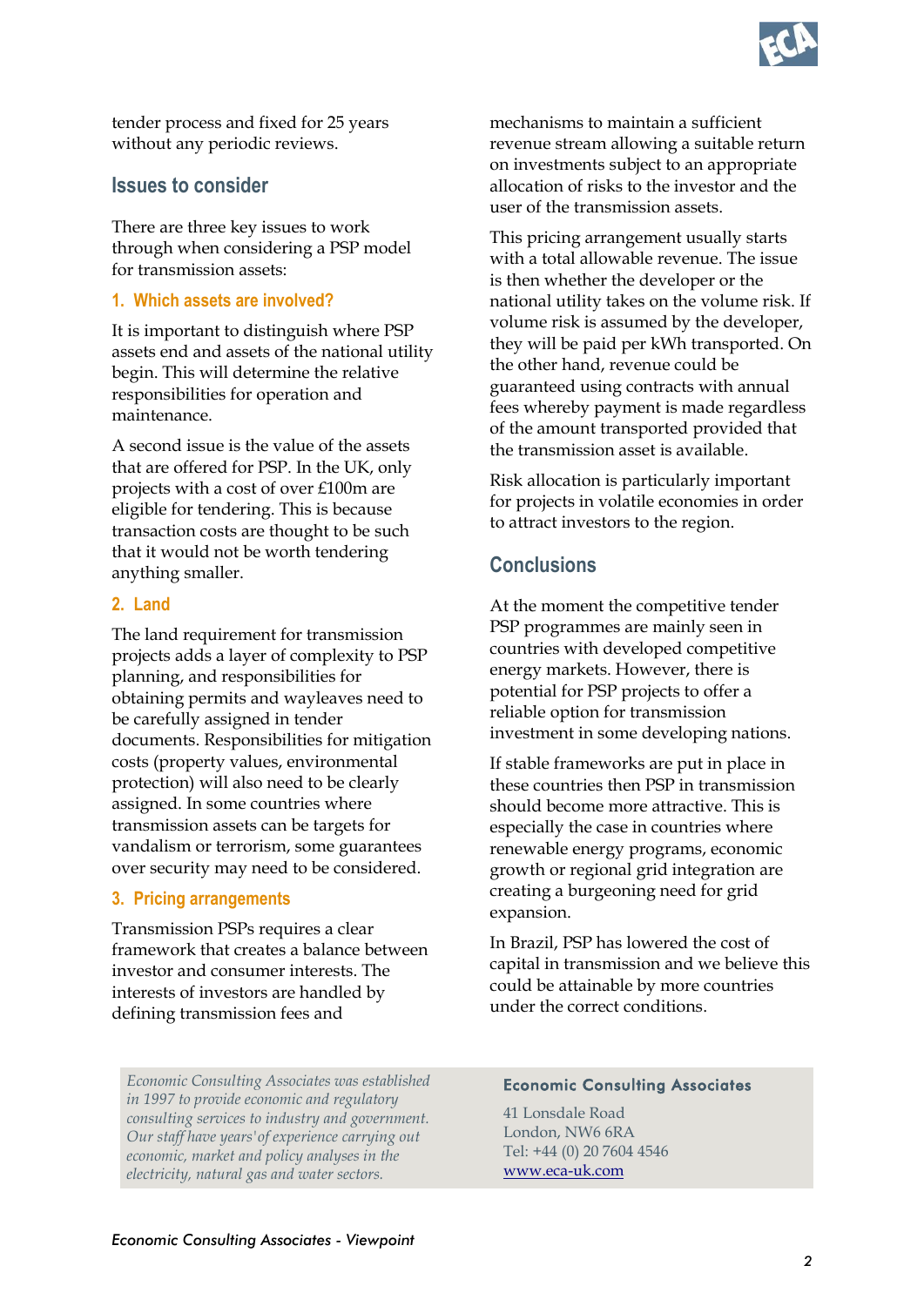tender process and fixed for 25 years without any periodic reviews.

## Issues to consider

There are three key issues to work through when considering a PSP model for transmission assets:

### 1. Which assets are involved?

It is important to distinguish where PSP assets end and assets of the national utility begin. This will determine the relative responsibilities for operation and maintenance.

A second issue is the value of the assets that are offered for PSP. In the UK, only projects with a cost of over £100m are eligible for tendering. This is because transaction costs are thought to be such that it would not be worth tendering anything smaller.

### 2. Land

The land requirement for transmission projects adds a layer of complexity to PSP planning, and responsibilities for obtaining permits and wayleaves need to be carefully assigned in tender documents. Responsibilities for mitigation costs (property values, environmental protection) will also need to be clearly assigned. In some countries where transmission assets can be targets for vandalism or terrorism, some guarantees over security may need to be considered.

### 3. Pricing arrangements

Transmission PSPs requires a clear framework that creates a balance between investor and consumer interests. The interests of investors are handled by defining transmission fees and mechanisms to maintain a sufficient revenue stream allowing a suitable return on investments subject to an appropriate allocation of risks to the investor and the user of the transmission assets.

This pricing arrangement usually starts with a total allowable revenue. The issue is then whether the developer or the national utility takes on the volume risk. If volume risk is assumed by the developer, they will be paid per kWh transported. On the other hand, revenue could be guaranteed using contracts with annual fees whereby payment is made regardless of the amount transported provided that the transmission asset is available.

Risk allocation is particularly important for projects in volatile economies in order to attract investors to the region.

## Conclusions

At the moment the competitive tender PSP programmes are mainly seen in countries with developed competitive energy markets. However, there is potential for PSP projects to offer a reliable option for transmission investment in some developing nations.

If stable frameworks are put in place in these countries then PSP in transmission should become more attractive. This is especially the case in countries where renewable energy programs, economic growth or regional grid integration are creating a burgeoning need for grid expansion.

In Brazil, PSP has lowered the cost of capital in transmission and we believe this could be attainable by more countries under the correct conditions.

*Economic Consulting Associates was established in 1997 to provide economic and regulatory consulting services to industry and government. Our staff have years' of experience carrying out economic, market and policy analyses in the electricity, natural gas and water sectors.*

**Economic Consulting Associates**

41 Lonsdale Road
London, NW6 6RA
Tel: +44 (0) 20 7604 4546
www.eca-uk.com